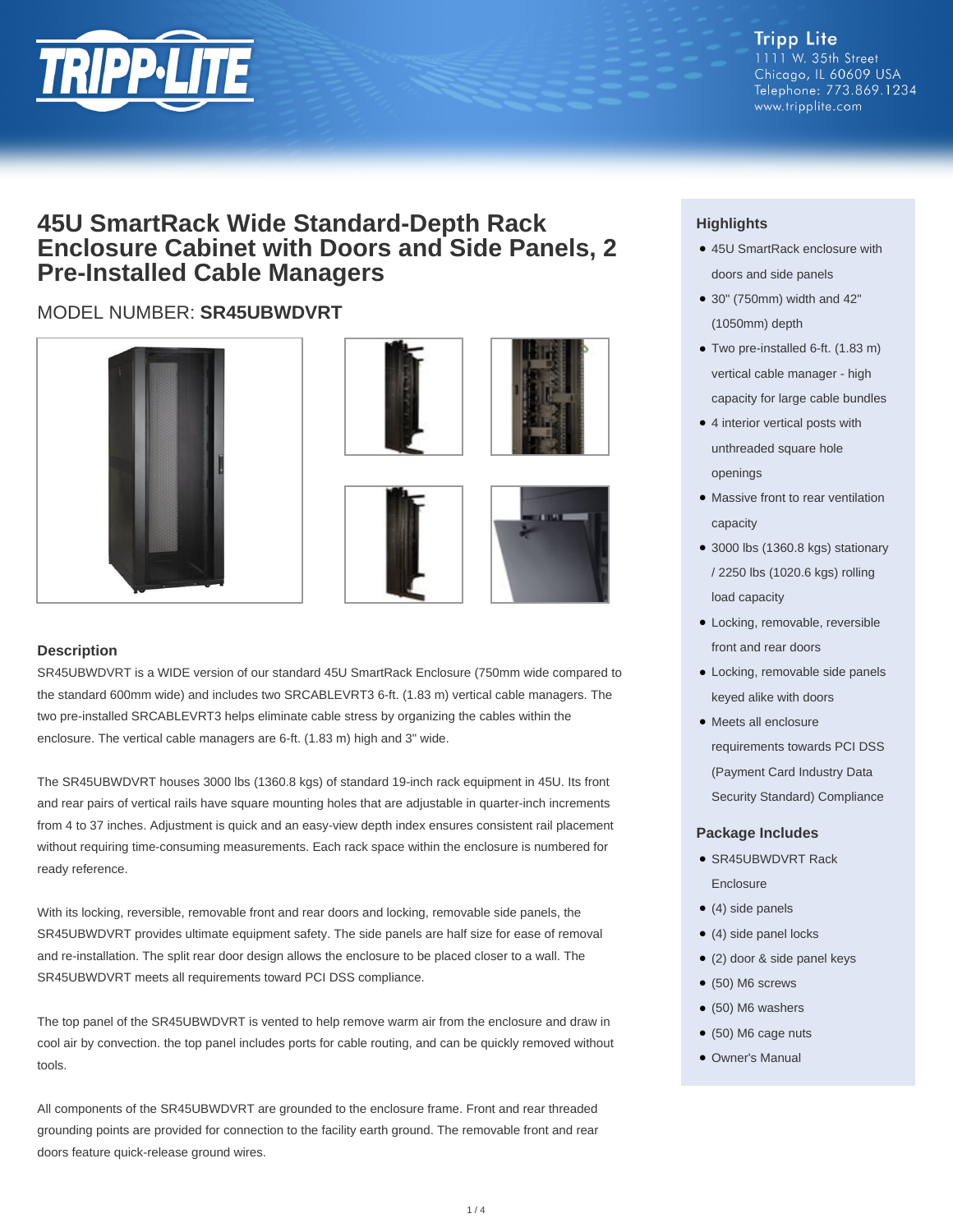Tripp Lite
1111 W. 35th Street
Chicago, IL 60609 USA
Telephone: 773.869.1234
www.tripplite.com

# 45U SmartRack Wide Standard-Depth Rack Enclosure Cabinet with Doors and Side Panels, 2 Pre-Installed Cable Managers

MODEL NUMBER: **SR45UBWDVRT**

## Description

SR45UBWDVRT is a WIDE version of our standard 45U SmartRack Enclosure (750mm wide compared to the standard 600mm wide) and includes two SRCABLEVRT3 6-ft. (1.83 m) vertical cable managers. The two pre-installed SRCABLEVRT3 helps eliminate cable stress by organizing the cables within the enclosure. The vertical cable managers are 6-ft. (1.83 m) high and 3" wide.

The SR45UBWDVRT houses 3000 lbs (1360.8 kgs) of standard 19-inch rack equipment in 45U. Its front and rear pairs of vertical rails have square mounting holes that are adjustable in quarter-inch increments from 4 to 37 inches. Adjustment is quick and an easy-view depth index ensures consistent rail placement without requiring time-consuming measurements. Each rack space within the enclosure is numbered for ready reference.

With its locking, reversible, removable front and rear doors and locking, removable side panels, the SR45UBWDVRT provides ultimate equipment safety. The side panels are half size for ease of removal and re-installation. The split rear door design allows the enclosure to be placed closer to a wall. The SR45UBWDVRT meets all requirements toward PCI DSS compliance.

The top panel of the SR45UBWDVRT is vented to help remove warm air from the enclosure and draw in cool air by convection. the top panel includes ports for cable routing, and can be quickly removed without tools.

All components of the SR45UBWDVRT are grounded to the enclosure frame. Front and rear threaded grounding points are provided for connection to the facility earth ground. The removable front and rear doors feature quick-release ground wires.

## Highlights

- 45U SmartRack enclosure with doors and side panels
- 30" (750mm) width and 42" (1050mm) depth
- Two pre-installed 6-ft. (1.83 m) vertical cable manager - high capacity for large cable bundles
- 4 interior vertical posts with unthreaded square hole openings
- Massive front to rear ventilation capacity
- 3000 lbs (1360.8 kgs) stationary / 2250 lbs (1020.6 kgs) rolling load capacity
- Locking, removable, reversible front and rear doors
- Locking, removable side panels keyed alike with doors
- Meets all enclosure requirements towards PCI DSS (Payment Card Industry Data Security Standard) Compliance

## Package Includes

- SR45UBWDVRT Rack Enclosure
- (4) side panels
- (4) side panel locks
- (2) door & side panel keys
- (50) M6 screws
- (50) M6 washers
- (50) M6 cage nuts
- Owner's Manual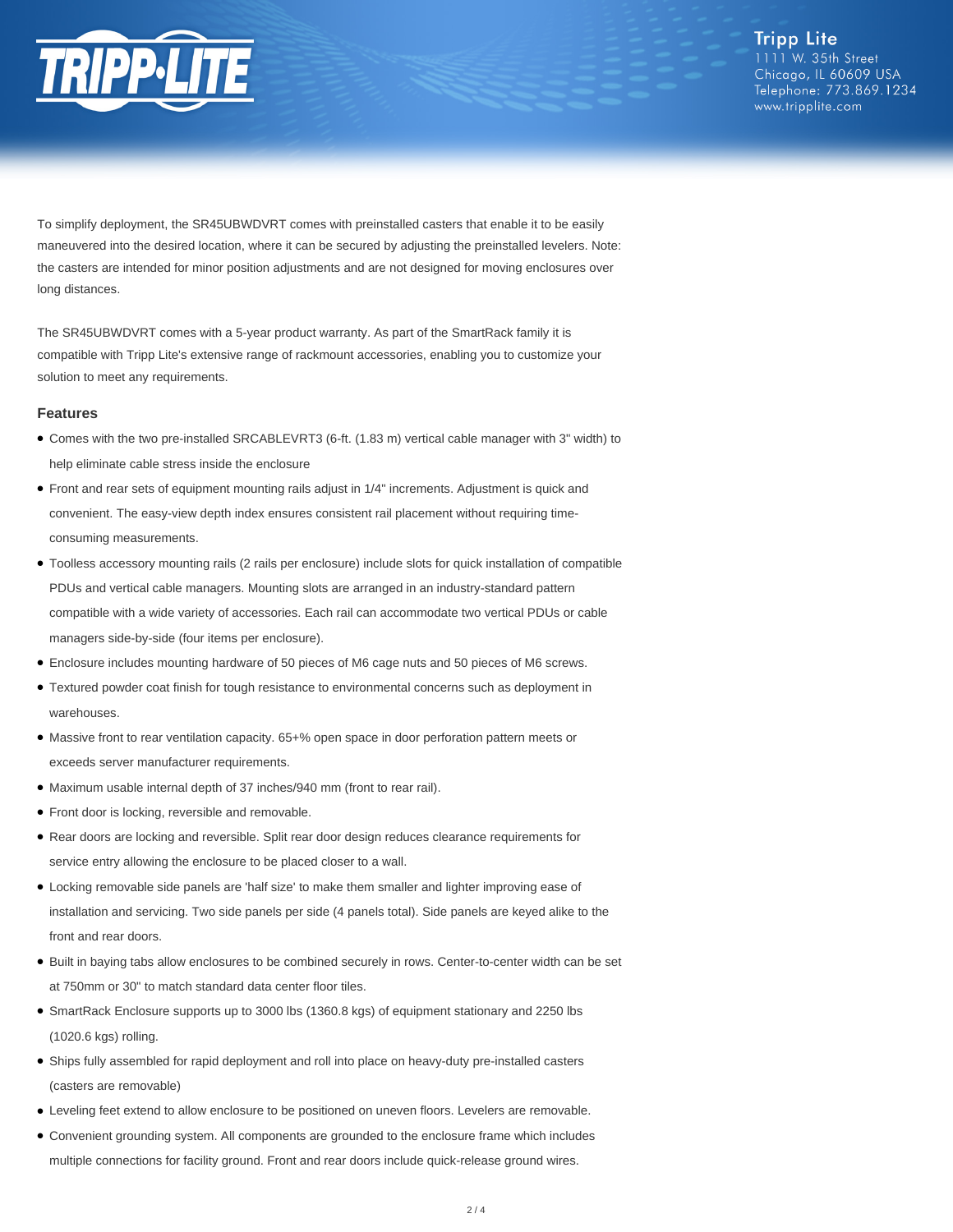To simplify deployment, the SR45UBWDVRT comes with preinstalled casters that enable it to be easily maneuvered into the desired location, where it can be secured by adjusting the preinstalled levelers. Note: the casters are intended for minor position adjustments and are not designed for moving enclosures over long distances.

The SR45UBWDVRT comes with a 5-year product warranty. As part of the SmartRack family it is compatible with Tripp Lite's extensive range of rackmount accessories, enabling you to customize your solution to meet any requirements.

### Features

- Comes with the two pre-installed SRCABLEVRT3 (6-ft. (1.83 m) vertical cable manager with 3" width) to help eliminate cable stress inside the enclosure
- Front and rear sets of equipment mounting rails adjust in 1/4" increments. Adjustment is quick and convenient. The easy-view depth index ensures consistent rail placement without requiring time-consuming measurements.
- Toolless accessory mounting rails (2 rails per enclosure) include slots for quick installation of compatible PDUs and vertical cable managers. Mounting slots are arranged in an industry-standard pattern compatible with a wide variety of accessories. Each rail can accommodate two vertical PDUs or cable managers side-by-side (four items per enclosure).
- Enclosure includes mounting hardware of 50 pieces of M6 cage nuts and 50 pieces of M6 screws.
- Textured powder coat finish for tough resistance to environmental concerns such as deployment in warehouses.
- Massive front to rear ventilation capacity. 65+% open space in door perforation pattern meets or exceeds server manufacturer requirements.
- Maximum usable internal depth of 37 inches/940 mm (front to rear rail).
- Front door is locking, reversible and removable.
- Rear doors are locking and reversible. Split rear door design reduces clearance requirements for service entry allowing the enclosure to be placed closer to a wall.
- Locking removable side panels are 'half size' to make them smaller and lighter improving ease of installation and servicing. Two side panels per side (4 panels total). Side panels are keyed alike to the front and rear doors.
- Built in baying tabs allow enclosures to be combined securely in rows. Center-to-center width can be set at 750mm or 30" to match standard data center floor tiles.
- SmartRack Enclosure supports up to 3000 lbs (1360.8 kgs) of equipment stationary and 2250 lbs (1020.6 kgs) rolling.
- Ships fully assembled for rapid deployment and roll into place on heavy-duty pre-installed casters (casters are removable)
- Leveling feet extend to allow enclosure to be positioned on uneven floors. Levelers are removable.
- Convenient grounding system. All components are grounded to the enclosure frame which includes multiple connections for facility ground. Front and rear doors include quick-release ground wires.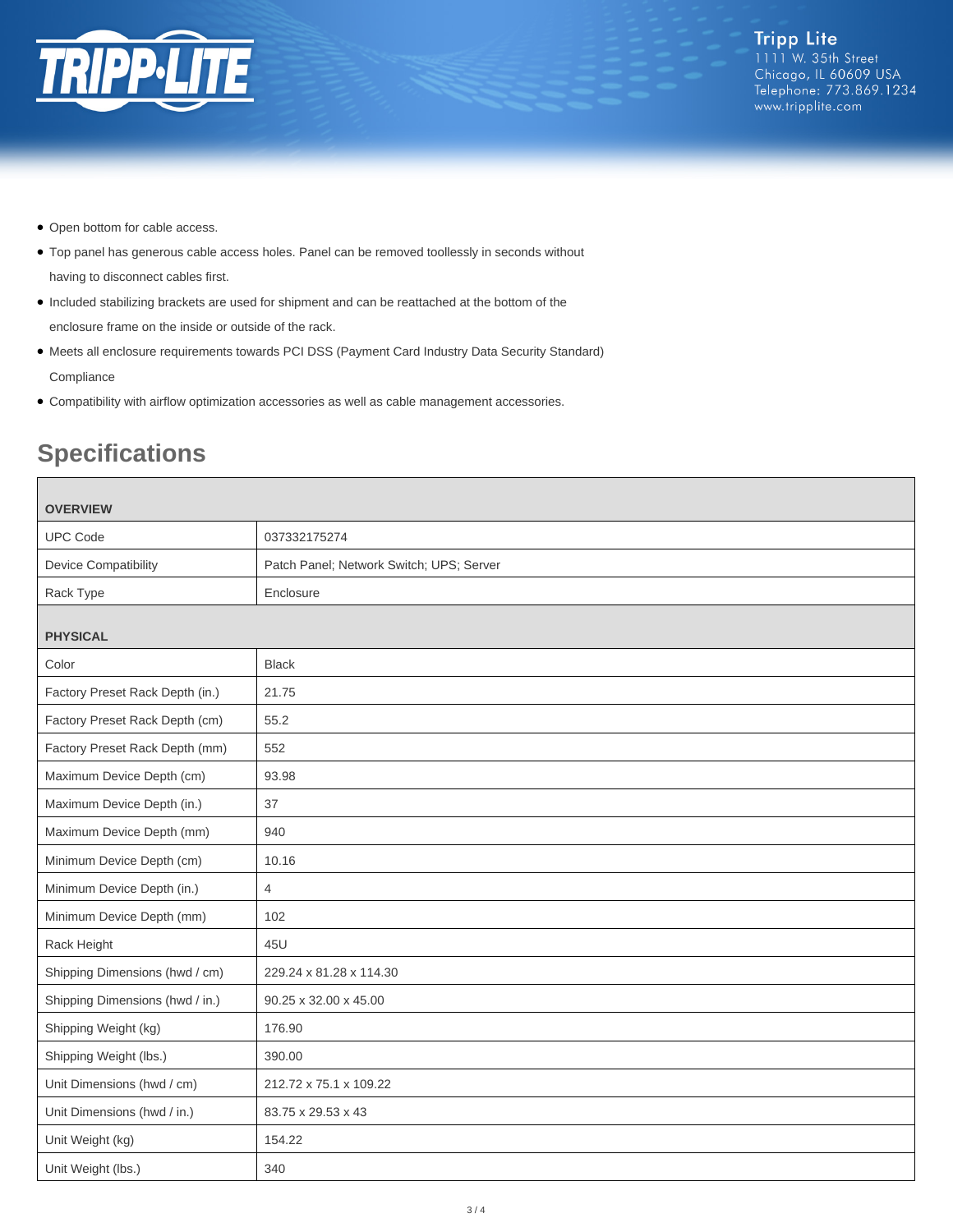- Open bottom for cable access.
- Top panel has generous cable access holes. Panel can be removed toollessly in seconds without having to disconnect cables first.
- Included stabilizing brackets are used for shipment and can be reattached at the bottom of the enclosure frame on the inside or outside of the rack.
- Meets all enclosure requirements towards PCI DSS (Payment Card Industry Data Security Standard) Compliance
- Compatibility with airflow optimization accessories as well as cable management accessories.

## Specifications

| OVERVIEW | |
|---|---|
| UPC Code | 037332175274 |
| Device Compatibility | Patch Panel; Network Switch; UPS; Server |
| Rack Type | Enclosure |
| **PHYSICAL** | |
| Color | Black |
| Factory Preset Rack Depth (in.) | 21.75 |
| Factory Preset Rack Depth (cm) | 55.2 |
| Factory Preset Rack Depth (mm) | 552 |
| Maximum Device Depth (cm) | 93.98 |
| Maximum Device Depth (in.) | 37 |
| Maximum Device Depth (mm) | 940 |
| Minimum Device Depth (cm) | 10.16 |
| Minimum Device Depth (in.) | 4 |
| Minimum Device Depth (mm) | 102 |
| Rack Height | 45U |
| Shipping Dimensions (hwd / cm) | 229.24 x 81.28 x 114.30 |
| Shipping Dimensions (hwd / in.) | 90.25 x 32.00 x 45.00 |
| Shipping Weight (kg) | 176.90 |
| Shipping Weight (lbs.) | 390.00 |
| Unit Dimensions (hwd / cm) | 212.72 x 75.1 x 109.22 |
| Unit Dimensions (hwd / in.) | 83.75 x 29.53 x 43 |
| Unit Weight (kg) | 154.22 |
| Unit Weight (lbs.) | 340 |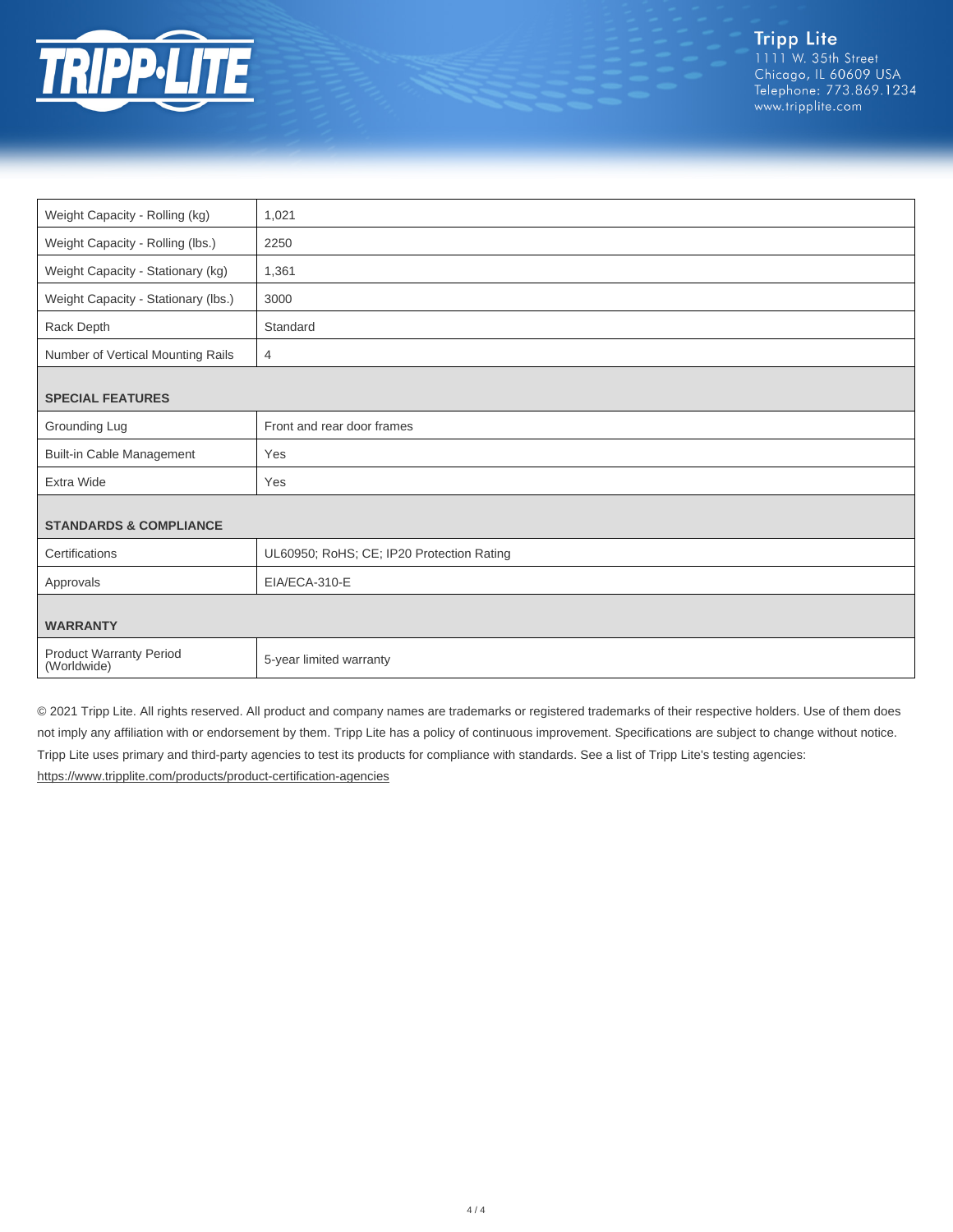| Weight Capacity - Rolling (kg) | 1,021 |
| --- | --- |
| Weight Capacity - Rolling (lbs.) | 2250 |
| Weight Capacity - Stationary (kg) | 1,361 |
| Weight Capacity - Stationary (lbs.) | 3000 |
| Rack Depth | Standard |
| Number of Vertical Mounting Rails | 4 |
| **SPECIAL FEATURES** | |
| Grounding Lug | Front and rear door frames |
| Built-in Cable Management | Yes |
| Extra Wide | Yes |
| **STANDARDS & COMPLIANCE** | |
| Certifications | UL60950; RoHS; CE; IP20 Protection Rating |
| Approvals | EIA/ECA-310-E |
| **WARRANTY** | |
| Product Warranty Period (Worldwide) | 5-year limited warranty |

© 2021 Tripp Lite. All rights reserved. All product and company names are trademarks or registered trademarks of their respective holders. Use of them does not imply any affiliation with or endorsement by them. Tripp Lite has a policy of continuous improvement. Specifications are subject to change without notice. Tripp Lite uses primary and third-party agencies to test its products for compliance with standards. See a list of Tripp Lite's testing agencies: https://www.tripplite.com/products/product-certification-agencies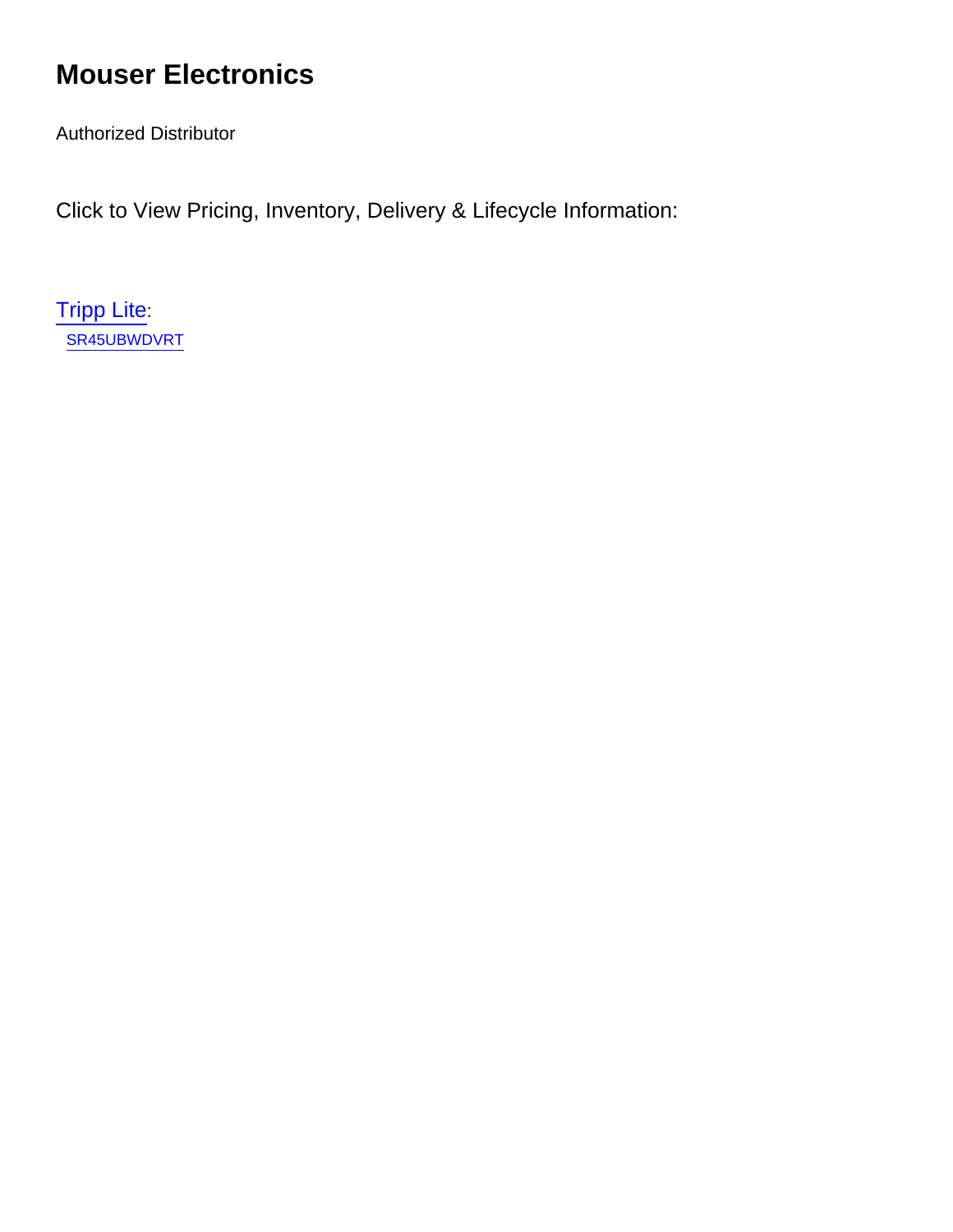# Mouser Electronics

Authorized Distributor

Click to View Pricing, Inventory, Delivery & Lifecycle Information:

Tripp Lite:

SR45UBWDVRT